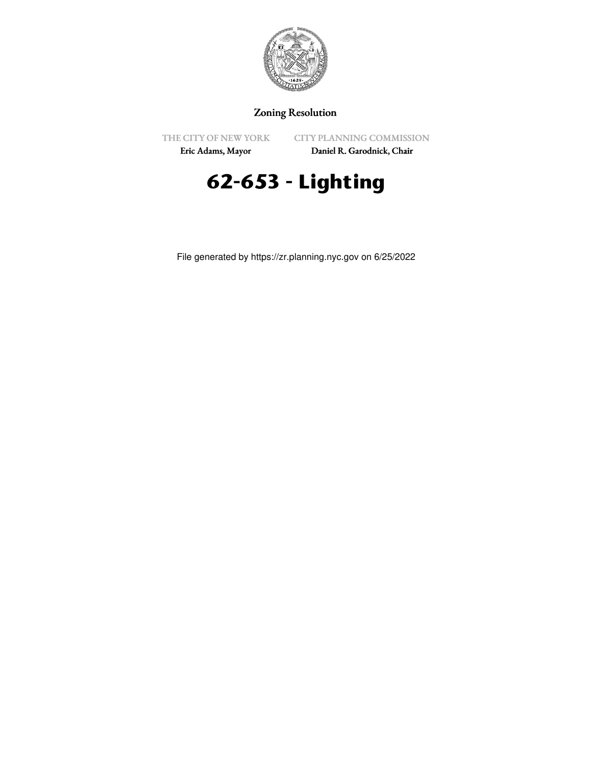Zoning Resolution

THE CITY OF NEW YORK
Eric Adams, Mayor

CITY PLANNING COMMISSION
Daniel R. Garodnick, Chair

# 62-653 - Lighting

File generated by https://zr.planning.nyc.gov on 6/25/2022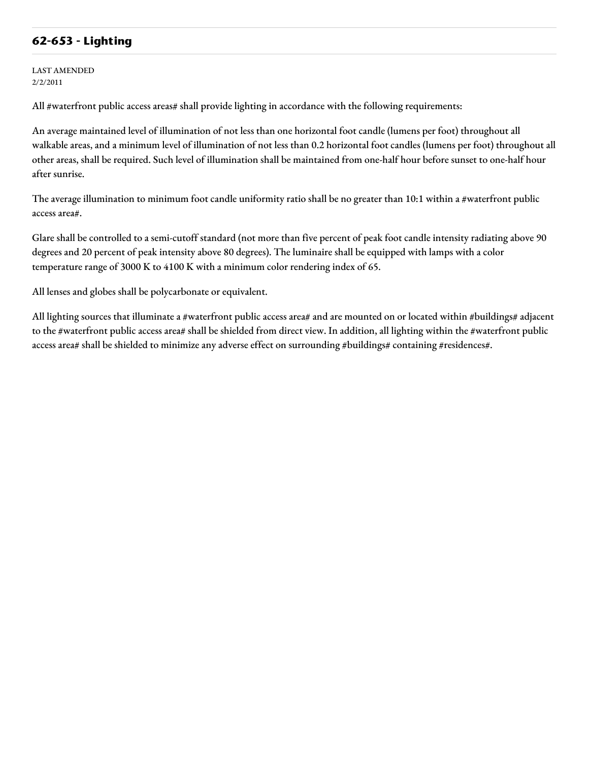## 62-653 - Lighting

LAST AMENDED
2/2/2011

All #waterfront public access areas# shall provide lighting in accordance with the following requirements:

An average maintained level of illumination of not less than one horizontal foot candle (lumens per foot) throughout all walkable areas, and a minimum level of illumination of not less than 0.2 horizontal foot candles (lumens per foot) throughout all other areas, shall be required. Such level of illumination shall be maintained from one-half hour before sunset to one-half hour after sunrise.

The average illumination to minimum foot candle uniformity ratio shall be no greater than 10:1 within a #waterfront public access area#.

Glare shall be controlled to a semi-cutoff standard (not more than five percent of peak foot candle intensity radiating above 90 degrees and 20 percent of peak intensity above 80 degrees). The luminaire shall be equipped with lamps with a color temperature range of 3000 K to 4100 K with a minimum color rendering index of 65.

All lenses and globes shall be polycarbonate or equivalent.

All lighting sources that illuminate a #waterfront public access area# and are mounted on or located within #buildings# adjacent to the #waterfront public access area# shall be shielded from direct view. In addition, all lighting within the #waterfront public access area# shall be shielded to minimize any adverse effect on surrounding #buildings# containing #residences#.